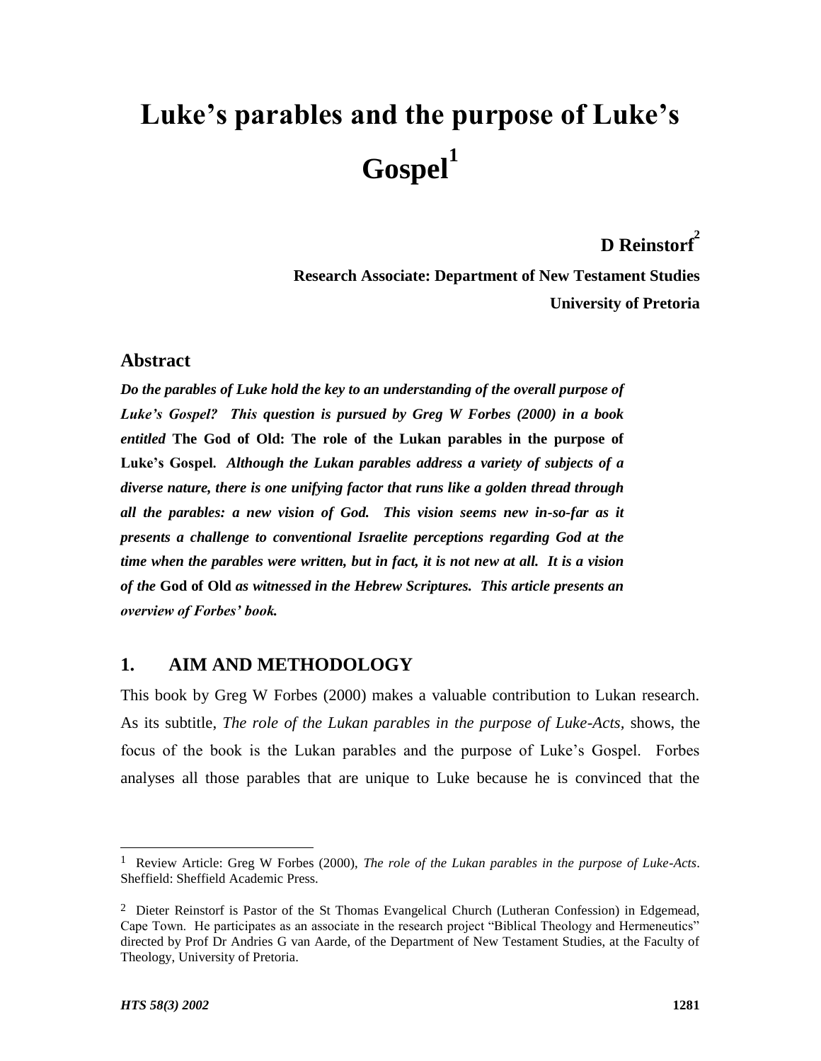# Luke's parables and the purpose of Luke's Gospel[1]

**D Reinstorf[2]**

**Research Associate: Department of New Testament Studies**
**University of Pretoria**

## Abstract

***Do the parables of Luke hold the key to an understanding of the overall purpose of Luke's Gospel? This question is pursued by Greg W Forbes (2000) in a book entitled* The God of Old: The role of the Lukan parables in the purpose of Luke's Gospel. *Although the Lukan parables address a variety of subjects of a diverse nature, there is one unifying factor that runs like a golden thread through all the parables: a new vision of God. This vision seems new in-so-far as it presents a challenge to conventional Israelite perceptions regarding God at the time when the parables were written, but in fact, it is not new at all. It is a vision of the* God of Old *as witnessed in the Hebrew Scriptures. This article presents an overview of Forbes' book.***

## 1. AIM AND METHODOLOGY

This book by Greg W Forbes (2000) makes a valuable contribution to Lukan research. As its subtitle, *The role of the Lukan parables in the purpose of Luke-Acts*, shows, the focus of the book is the Lukan parables and the purpose of Luke's Gospel. Forbes analyses all those parables that are unique to Luke because he is convinced that the

---

[1] Review Article: Greg W Forbes (2000), *The role of the Lukan parables in the purpose of Luke-Acts*. Sheffield: Sheffield Academic Press.

[2] Dieter Reinstorf is Pastor of the St Thomas Evangelical Church (Lutheran Confession) in Edgemead, Cape Town. He participates as an associate in the research project "Biblical Theology and Hermeneutics" directed by Prof Dr Andries G van Aarde, of the Department of New Testament Studies, at the Faculty of Theology, University of Pretoria.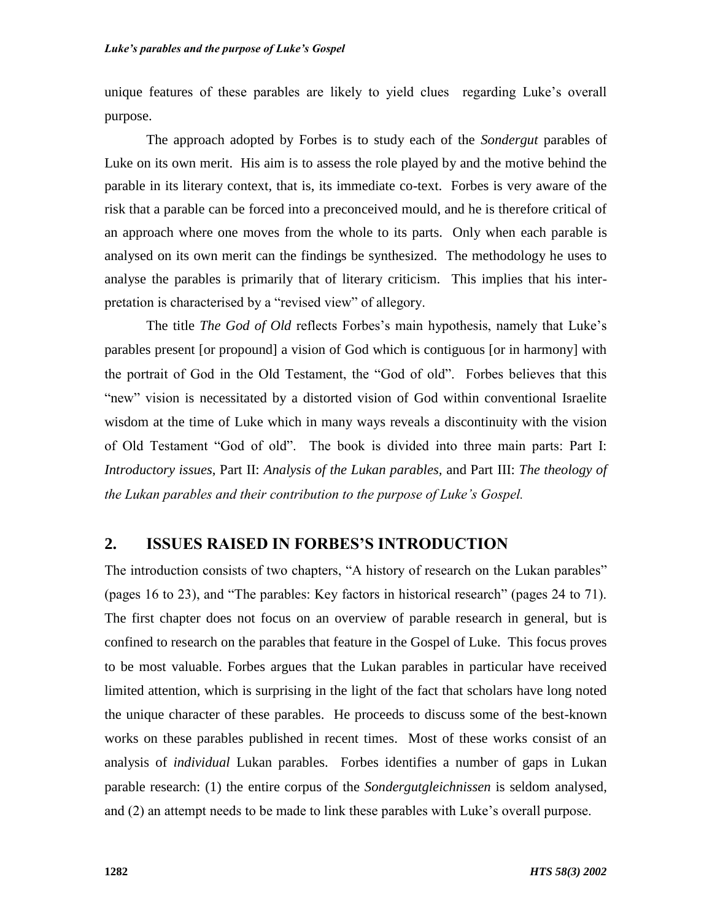unique features of these parables are likely to yield clues regarding Luke's overall purpose.

The approach adopted by Forbes is to study each of the *Sondergut* parables of Luke on its own merit. His aim is to assess the role played by and the motive behind the parable in its literary context, that is, its immediate co-text. Forbes is very aware of the risk that a parable can be forced into a preconceived mould, and he is therefore critical of an approach where one moves from the whole to its parts. Only when each parable is analysed on its own merit can the findings be synthesized. The methodology he uses to analyse the parables is primarily that of literary criticism. This implies that his interpretation is characterised by a "revised view" of allegory.

The title *The God of Old* reflects Forbes's main hypothesis, namely that Luke's parables present [or propound] a vision of God which is contiguous [or in harmony] with the portrait of God in the Old Testament, the "God of old". Forbes believes that this "new" vision is necessitated by a distorted vision of God within conventional Israelite wisdom at the time of Luke which in many ways reveals a discontinuity with the vision of Old Testament "God of old". The book is divided into three main parts: Part I: *Introductory issues*, Part II: *Analysis of the Lukan parables*, and Part III: *The theology of the Lukan parables and their contribution to the purpose of Luke's Gospel.*

## 2. ISSUES RAISED IN FORBES'S INTRODUCTION

The introduction consists of two chapters, "A history of research on the Lukan parables" (pages 16 to 23), and "The parables: Key factors in historical research" (pages 24 to 71). The first chapter does not focus on an overview of parable research in general, but is confined to research on the parables that feature in the Gospel of Luke. This focus proves to be most valuable. Forbes argues that the Lukan parables in particular have received limited attention, which is surprising in the light of the fact that scholars have long noted the unique character of these parables. He proceeds to discuss some of the best-known works on these parables published in recent times. Most of these works consist of an analysis of *individual* Lukan parables. Forbes identifies a number of gaps in Lukan parable research: (1) the entire corpus of the *Sondergutgleichnissen* is seldom analysed, and (2) an attempt needs to be made to link these parables with Luke's overall purpose.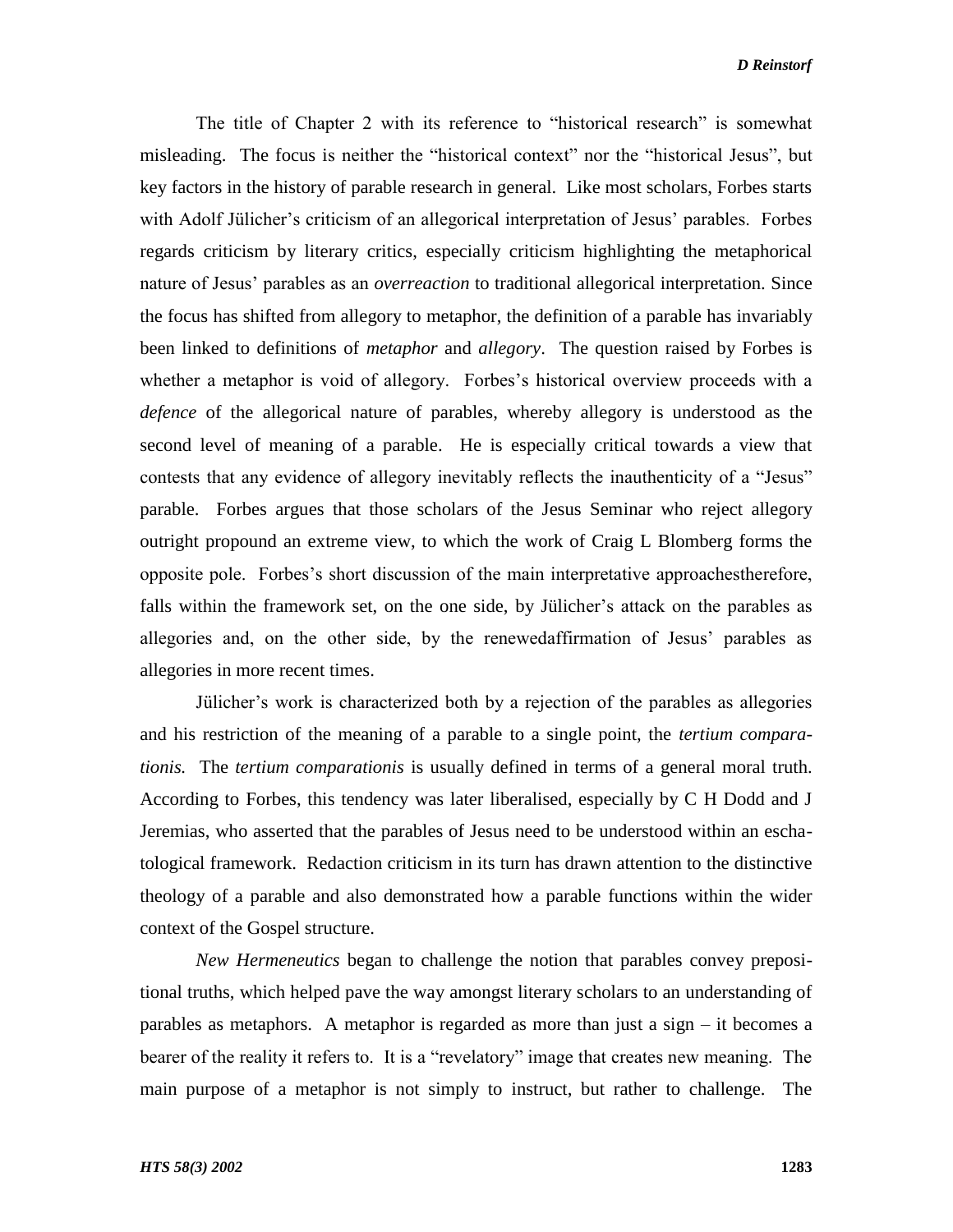The title of Chapter 2 with its reference to "historical research" is somewhat misleading. The focus is neither the "historical context" nor the "historical Jesus", but key factors in the history of parable research in general. Like most scholars, Forbes starts with Adolf Jülicher's criticism of an allegorical interpretation of Jesus' parables. Forbes regards criticism by literary critics, especially criticism highlighting the metaphorical nature of Jesus' parables as an *overreaction* to traditional allegorical interpretation. Since the focus has shifted from allegory to metaphor, the definition of a parable has invariably been linked to definitions of *metaphor* and *allegory*. The question raised by Forbes is whether a metaphor is void of allegory. Forbes's historical overview proceeds with a *defence* of the allegorical nature of parables, whereby allegory is understood as the second level of meaning of a parable. He is especially critical towards a view that contests that any evidence of allegory inevitably reflects the inauthenticity of a "Jesus" parable. Forbes argues that those scholars of the Jesus Seminar who reject allegory outright propound an extreme view, to which the work of Craig L Blomberg forms the opposite pole. Forbes's short discussion of the main interpretative approachestherefore, falls within the framework set, on the one side, by Jülicher's attack on the parables as allegories and, on the other side, by the renewedaffirmation of Jesus' parables as allegories in more recent times.

Jülicher's work is characterized both by a rejection of the parables as allegories and his restriction of the meaning of a parable to a single point, the *tertium comparationis.* The *tertium comparationis* is usually defined in terms of a general moral truth. According to Forbes, this tendency was later liberalised, especially by C H Dodd and J Jeremias, who asserted that the parables of Jesus need to be understood within an eschatological framework. Redaction criticism in its turn has drawn attention to the distinctive theology of a parable and also demonstrated how a parable functions within the wider context of the Gospel structure.

*New Hermeneutics* began to challenge the notion that parables convey prepositional truths, which helped pave the way amongst literary scholars to an understanding of parables as metaphors. A metaphor is regarded as more than just a sign – it becomes a bearer of the reality it refers to. It is a "revelatory" image that creates new meaning. The main purpose of a metaphor is not simply to instruct, but rather to challenge. The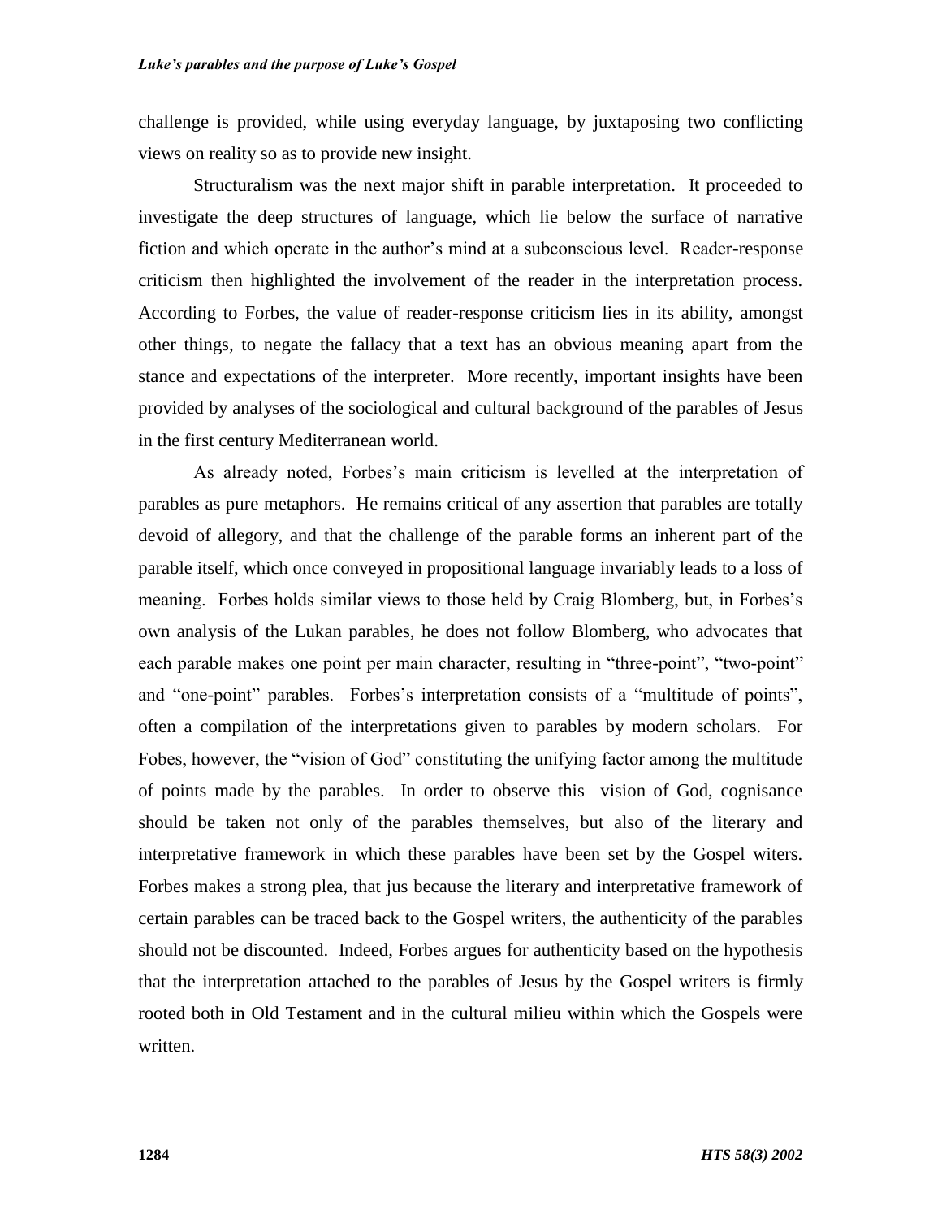challenge is provided, while using everyday language, by juxtaposing two conflicting views on reality so as to provide new insight.

Structuralism was the next major shift in parable interpretation. It proceeded to investigate the deep structures of language, which lie below the surface of narrative fiction and which operate in the author's mind at a subconscious level. Reader-response criticism then highlighted the involvement of the reader in the interpretation process. According to Forbes, the value of reader-response criticism lies in its ability, amongst other things, to negate the fallacy that a text has an obvious meaning apart from the stance and expectations of the interpreter. More recently, important insights have been provided by analyses of the sociological and cultural background of the parables of Jesus in the first century Mediterranean world.

As already noted, Forbes's main criticism is levelled at the interpretation of parables as pure metaphors. He remains critical of any assertion that parables are totally devoid of allegory, and that the challenge of the parable forms an inherent part of the parable itself, which once conveyed in propositional language invariably leads to a loss of meaning. Forbes holds similar views to those held by Craig Blomberg, but, in Forbes's own analysis of the Lukan parables, he does not follow Blomberg, who advocates that each parable makes one point per main character, resulting in "three-point", "two-point" and "one-point" parables. Forbes's interpretation consists of a "multitude of points", often a compilation of the interpretations given to parables by modern scholars. For Fobes, however, the "vision of God" constituting the unifying factor among the multitude of points made by the parables. In order to observe this vision of God, cognisance should be taken not only of the parables themselves, but also of the literary and interpretative framework in which these parables have been set by the Gospel witers. Forbes makes a strong plea, that jus because the literary and interpretative framework of certain parables can be traced back to the Gospel writers, the authenticity of the parables should not be discounted. Indeed, Forbes argues for authenticity based on the hypothesis that the interpretation attached to the parables of Jesus by the Gospel writers is firmly rooted both in Old Testament and in the cultural milieu within which the Gospels were written.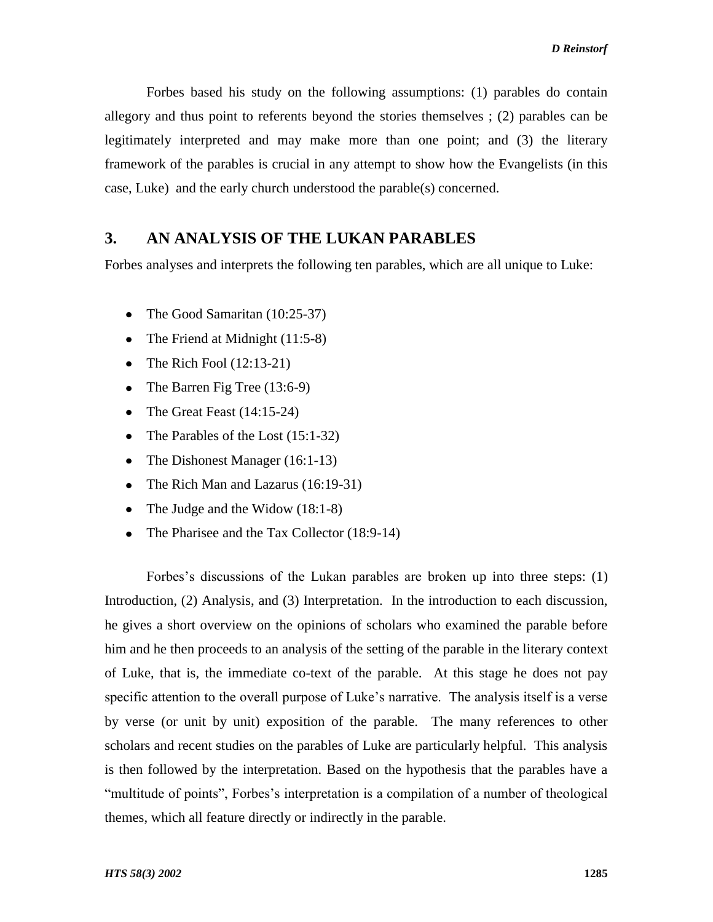Forbes based his study on the following assumptions: (1) parables do contain allegory and thus point to referents beyond the stories themselves ; (2) parables can be legitimately interpreted and may make more than one point; and (3) the literary framework of the parables is crucial in any attempt to show how the Evangelists (in this case, Luke) and the early church understood the parable(s) concerned.

## 3. AN ANALYSIS OF THE LUKAN PARABLES

Forbes analyses and interprets the following ten parables, which are all unique to Luke:

- The Good Samaritan (10:25-37)
- The Friend at Midnight (11:5-8)
- The Rich Fool (12:13-21)
- The Barren Fig Tree (13:6-9)
- The Great Feast (14:15-24)
- The Parables of the Lost (15:1-32)
- The Dishonest Manager (16:1-13)
- The Rich Man and Lazarus (16:19-31)
- The Judge and the Widow (18:1-8)
- The Pharisee and the Tax Collector (18:9-14)

Forbes's discussions of the Lukan parables are broken up into three steps: (1) Introduction, (2) Analysis, and (3) Interpretation. In the introduction to each discussion, he gives a short overview on the opinions of scholars who examined the parable before him and he then proceeds to an analysis of the setting of the parable in the literary context of Luke, that is, the immediate co-text of the parable. At this stage he does not pay specific attention to the overall purpose of Luke's narrative. The analysis itself is a verse by verse (or unit by unit) exposition of the parable. The many references to other scholars and recent studies on the parables of Luke are particularly helpful. This analysis is then followed by the interpretation. Based on the hypothesis that the parables have a "multitude of points", Forbes's interpretation is a compilation of a number of theological themes, which all feature directly or indirectly in the parable.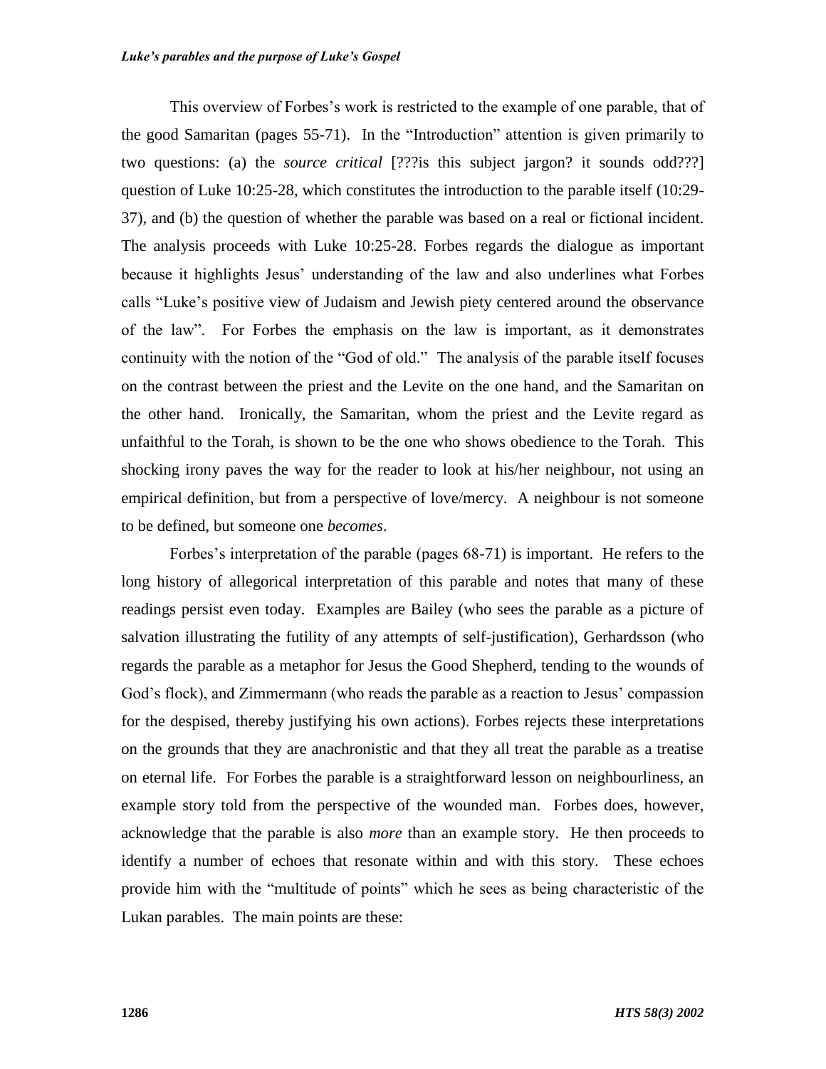This overview of Forbes's work is restricted to the example of one parable, that of the good Samaritan (pages 55-71). In the "Introduction" attention is given primarily to two questions: (a) the *source critical* [???is this subject jargon? it sounds odd???] question of Luke 10:25-28, which constitutes the introduction to the parable itself (10:29-37), and (b) the question of whether the parable was based on a real or fictional incident. The analysis proceeds with Luke 10:25-28. Forbes regards the dialogue as important because it highlights Jesus' understanding of the law and also underlines what Forbes calls "Luke's positive view of Judaism and Jewish piety centered around the observance of the law". For Forbes the emphasis on the law is important, as it demonstrates continuity with the notion of the "God of old." The analysis of the parable itself focuses on the contrast between the priest and the Levite on the one hand, and the Samaritan on the other hand. Ironically, the Samaritan, whom the priest and the Levite regard as unfaithful to the Torah, is shown to be the one who shows obedience to the Torah. This shocking irony paves the way for the reader to look at his/her neighbour, not using an empirical definition, but from a perspective of love/mercy. A neighbour is not someone to be defined, but someone one *becomes*.

Forbes's interpretation of the parable (pages 68-71) is important. He refers to the long history of allegorical interpretation of this parable and notes that many of these readings persist even today. Examples are Bailey (who sees the parable as a picture of salvation illustrating the futility of any attempts of self-justification), Gerhardsson (who regards the parable as a metaphor for Jesus the Good Shepherd, tending to the wounds of God's flock), and Zimmermann (who reads the parable as a reaction to Jesus' compassion for the despised, thereby justifying his own actions). Forbes rejects these interpretations on the grounds that they are anachronistic and that they all treat the parable as a treatise on eternal life. For Forbes the parable is a straightforward lesson on neighbourliness, an example story told from the perspective of the wounded man. Forbes does, however, acknowledge that the parable is also *more* than an example story. He then proceeds to identify a number of echoes that resonate within and with this story. These echoes provide him with the "multitude of points" which he sees as being characteristic of the Lukan parables. The main points are these: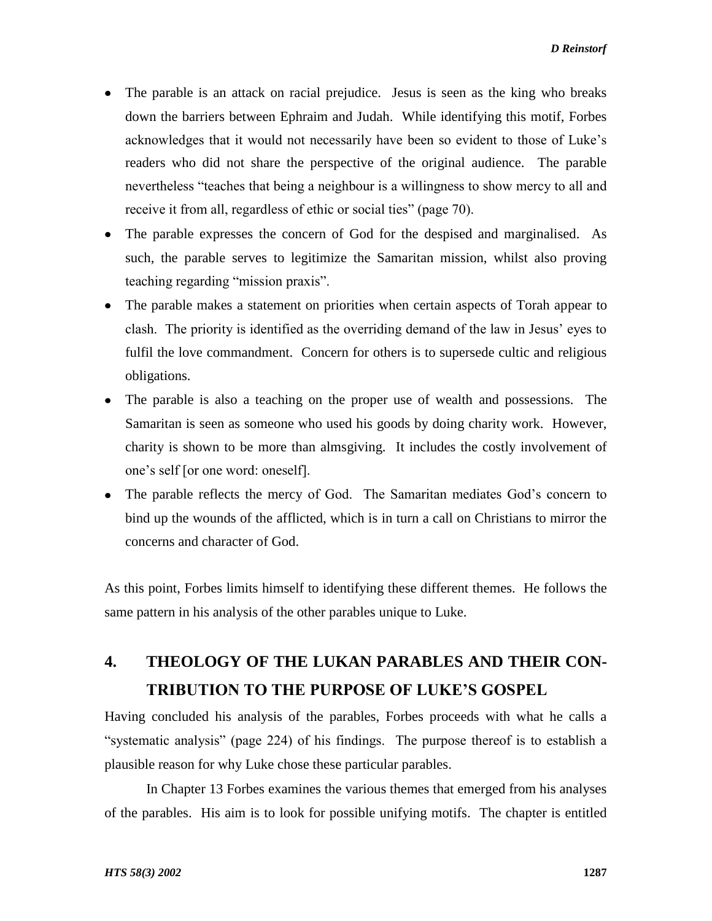- The parable is an attack on racial prejudice. Jesus is seen as the king who breaks down the barriers between Ephraim and Judah. While identifying this motif, Forbes acknowledges that it would not necessarily have been so evident to those of Luke's readers who did not share the perspective of the original audience. The parable nevertheless "teaches that being a neighbour is a willingness to show mercy to all and receive it from all, regardless of ethic or social ties" (page 70).
- The parable expresses the concern of God for the despised and marginalised. As such, the parable serves to legitimize the Samaritan mission, whilst also proving teaching regarding "mission praxis".
- The parable makes a statement on priorities when certain aspects of Torah appear to clash. The priority is identified as the overriding demand of the law in Jesus' eyes to fulfil the love commandment. Concern for others is to supersede cultic and religious obligations.
- The parable is also a teaching on the proper use of wealth and possessions. The Samaritan is seen as someone who used his goods by doing charity work. However, charity is shown to be more than almsgiving. It includes the costly involvement of one's self [or one word: oneself].
- The parable reflects the mercy of God. The Samaritan mediates God's concern to bind up the wounds of the afflicted, which is in turn a call on Christians to mirror the concerns and character of God.

As this point, Forbes limits himself to identifying these different themes. He follows the same pattern in his analysis of the other parables unique to Luke.

## 4. THEOLOGY OF THE LUKAN PARABLES AND THEIR CONTRIBUTION TO THE PURPOSE OF LUKE'S GOSPEL

Having concluded his analysis of the parables, Forbes proceeds with what he calls a "systematic analysis" (page 224) of his findings. The purpose thereof is to establish a plausible reason for why Luke chose these particular parables.

In Chapter 13 Forbes examines the various themes that emerged from his analyses of the parables. His aim is to look for possible unifying motifs. The chapter is entitled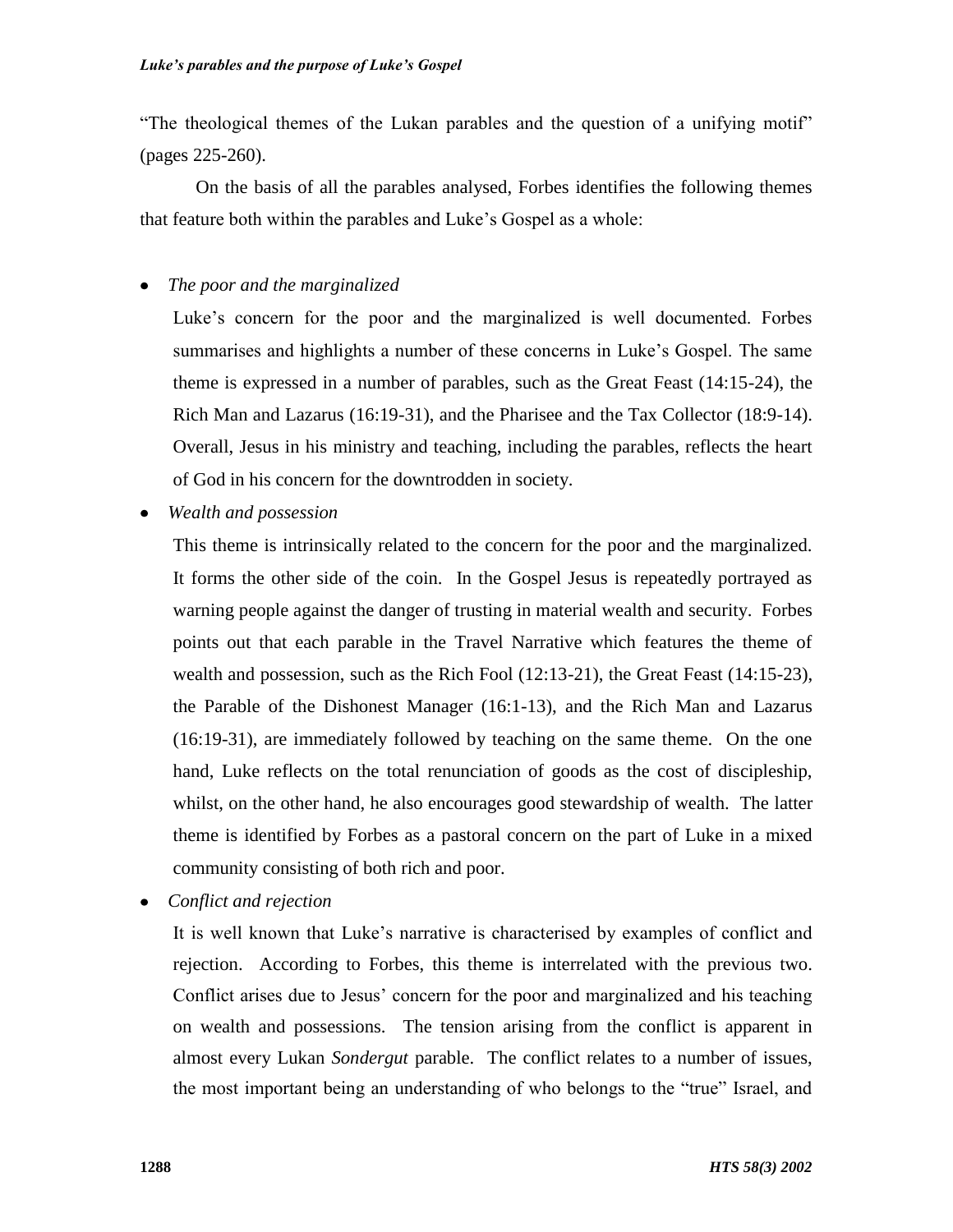"The theological themes of the Lukan parables and the question of a unifying motif" (pages 225-260).

On the basis of all the parables analysed, Forbes identifies the following themes that feature both within the parables and Luke's Gospel as a whole:

- *The poor and the marginalized*

  Luke's concern for the poor and the marginalized is well documented. Forbes summarises and highlights a number of these concerns in Luke's Gospel. The same theme is expressed in a number of parables, such as the Great Feast (14:15-24), the Rich Man and Lazarus (16:19-31), and the Pharisee and the Tax Collector (18:9-14). Overall, Jesus in his ministry and teaching, including the parables, reflects the heart of God in his concern for the downtrodden in society.

- *Wealth and possession*

  This theme is intrinsically related to the concern for the poor and the marginalized. It forms the other side of the coin. In the Gospel Jesus is repeatedly portrayed as warning people against the danger of trusting in material wealth and security. Forbes points out that each parable in the Travel Narrative which features the theme of wealth and possession, such as the Rich Fool (12:13-21), the Great Feast (14:15-23), the Parable of the Dishonest Manager (16:1-13), and the Rich Man and Lazarus (16:19-31), are immediately followed by teaching on the same theme. On the one hand, Luke reflects on the total renunciation of goods as the cost of discipleship, whilst, on the other hand, he also encourages good stewardship of wealth. The latter theme is identified by Forbes as a pastoral concern on the part of Luke in a mixed community consisting of both rich and poor.

- *Conflict and rejection*

  It is well known that Luke's narrative is characterised by examples of conflict and rejection. According to Forbes, this theme is interrelated with the previous two. Conflict arises due to Jesus' concern for the poor and marginalized and his teaching on wealth and possessions. The tension arising from the conflict is apparent in almost every Lukan *Sondergut* parable. The conflict relates to a number of issues, the most important being an understanding of who belongs to the "true" Israel, and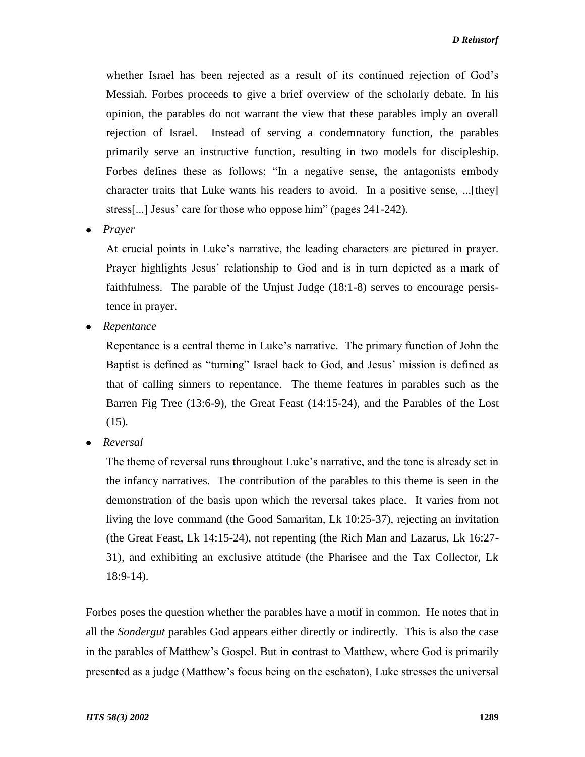whether Israel has been rejected as a result of its continued rejection of God's Messiah. Forbes proceeds to give a brief overview of the scholarly debate. In his opinion, the parables do not warrant the view that these parables imply an overall rejection of Israel. Instead of serving a condemnatory function, the parables primarily serve an instructive function, resulting in two models for discipleship. Forbes defines these as follows: "In a negative sense, the antagonists embody character traits that Luke wants his readers to avoid. In a positive sense, ...[they] stress[...] Jesus' care for those who oppose him" (pages 241-242).

- *Prayer*

  At crucial points in Luke's narrative, the leading characters are pictured in prayer. Prayer highlights Jesus' relationship to God and is in turn depicted as a mark of faithfulness. The parable of the Unjust Judge (18:1-8) serves to encourage persistence in prayer.

- *Repentance*

  Repentance is a central theme in Luke's narrative. The primary function of John the Baptist is defined as "turning" Israel back to God, and Jesus' mission is defined as that of calling sinners to repentance. The theme features in parables such as the Barren Fig Tree (13:6-9), the Great Feast (14:15-24), and the Parables of the Lost (15).

- *Reversal*

  The theme of reversal runs throughout Luke's narrative, and the tone is already set in the infancy narratives. The contribution of the parables to this theme is seen in the demonstration of the basis upon which the reversal takes place. It varies from not living the love command (the Good Samaritan, Lk 10:25-37), rejecting an invitation (the Great Feast, Lk 14:15-24), not repenting (the Rich Man and Lazarus, Lk 16:27-31), and exhibiting an exclusive attitude (the Pharisee and the Tax Collector, Lk 18:9-14).

Forbes poses the question whether the parables have a motif in common. He notes that in all the *Sondergut* parables God appears either directly or indirectly. This is also the case in the parables of Matthew's Gospel. But in contrast to Matthew, where God is primarily presented as a judge (Matthew's focus being on the eschaton), Luke stresses the universal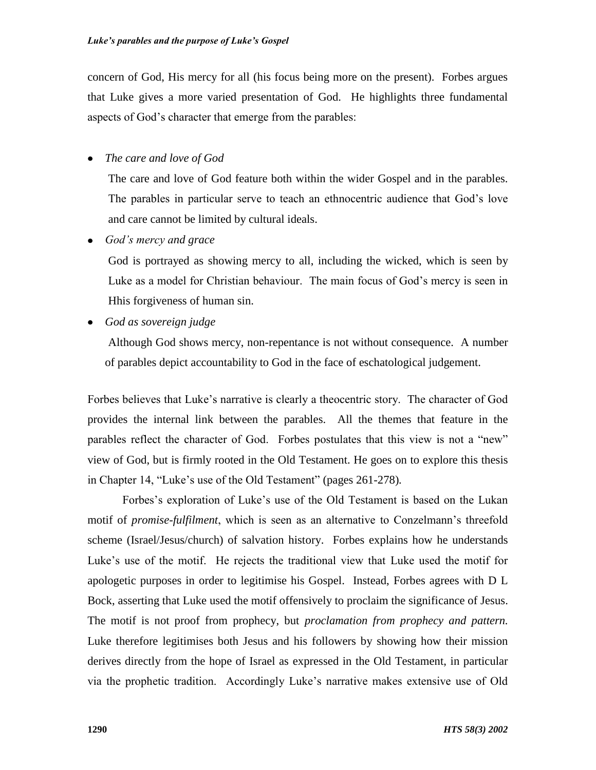concern of God, His mercy for all (his focus being more on the present). Forbes argues that Luke gives a more varied presentation of God. He highlights three fundamental aspects of God's character that emerge from the parables:

- *The care and love of God*

  The care and love of God feature both within the wider Gospel and in the parables. The parables in particular serve to teach an ethnocentric audience that God's love and care cannot be limited by cultural ideals.

- *God's mercy and grace*

  God is portrayed as showing mercy to all, including the wicked, which is seen by Luke as a model for Christian behaviour. The main focus of God's mercy is seen in Hhis forgiveness of human sin.

- *God as sovereign judge*

  Although God shows mercy, non-repentance is not without consequence. A number of parables depict accountability to God in the face of eschatological judgement.

Forbes believes that Luke's narrative is clearly a theocentric story. The character of God provides the internal link between the parables. All the themes that feature in the parables reflect the character of God. Forbes postulates that this view is not a "new" view of God, but is firmly rooted in the Old Testament. He goes on to explore this thesis in Chapter 14, "Luke's use of the Old Testament" (pages 261-278).

Forbes's exploration of Luke's use of the Old Testament is based on the Lukan motif of *promise-fulfilment*, which is seen as an alternative to Conzelmann's threefold scheme (Israel/Jesus/church) of salvation history. Forbes explains how he understands Luke's use of the motif. He rejects the traditional view that Luke used the motif for apologetic purposes in order to legitimise his Gospel. Instead, Forbes agrees with D L Bock, asserting that Luke used the motif offensively to proclaim the significance of Jesus. The motif is not proof from prophecy, but *proclamation from prophecy and pattern.* Luke therefore legitimises both Jesus and his followers by showing how their mission derives directly from the hope of Israel as expressed in the Old Testament, in particular via the prophetic tradition. Accordingly Luke's narrative makes extensive use of Old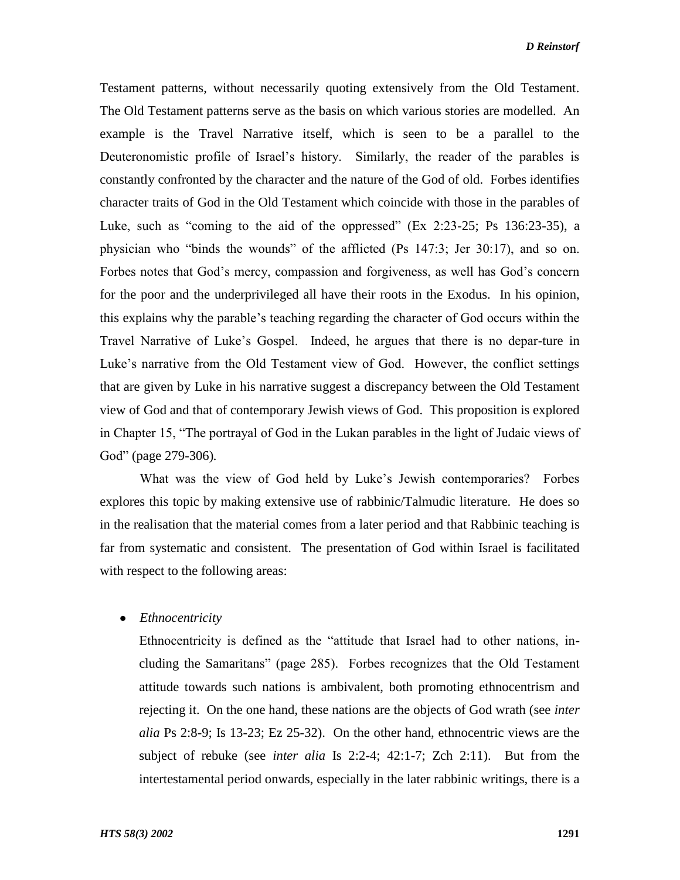Testament patterns, without necessarily quoting extensively from the Old Testament. The Old Testament patterns serve as the basis on which various stories are modelled. An example is the Travel Narrative itself, which is seen to be a parallel to the Deuteronomistic profile of Israel's history. Similarly, the reader of the parables is constantly confronted by the character and the nature of the God of old. Forbes identifies character traits of God in the Old Testament which coincide with those in the parables of Luke, such as "coming to the aid of the oppressed" (Ex 2:23-25; Ps 136:23-35), a physician who "binds the wounds" of the afflicted (Ps 147:3; Jer 30:17), and so on. Forbes notes that God's mercy, compassion and forgiveness, as well has God's concern for the poor and the underprivileged all have their roots in the Exodus. In his opinion, this explains why the parable's teaching regarding the character of God occurs within the Travel Narrative of Luke's Gospel. Indeed, he argues that there is no depar-ture in Luke's narrative from the Old Testament view of God. However, the conflict settings that are given by Luke in his narrative suggest a discrepancy between the Old Testament view of God and that of contemporary Jewish views of God. This proposition is explored in Chapter 15, "The portrayal of God in the Lukan parables in the light of Judaic views of God" (page 279-306).

What was the view of God held by Luke's Jewish contemporaries? Forbes explores this topic by making extensive use of rabbinic/Talmudic literature. He does so in the realisation that the material comes from a later period and that Rabbinic teaching is far from systematic and consistent. The presentation of God within Israel is facilitated with respect to the following areas:

- *Ethnocentricity*

  Ethnocentricity is defined as the "attitude that Israel had to other nations, in-cluding the Samaritans" (page 285). Forbes recognizes that the Old Testament attitude towards such nations is ambivalent, both promoting ethnocentrism and rejecting it. On the one hand, these nations are the objects of God wrath (see *inter alia* Ps 2:8-9; Is 13-23; Ez 25-32). On the other hand, ethnocentric views are the subject of rebuke (see *inter alia* Is 2:2-4; 42:1-7; Zch 2:11). But from the intertestamental period onwards, especially in the later rabbinic writings, there is a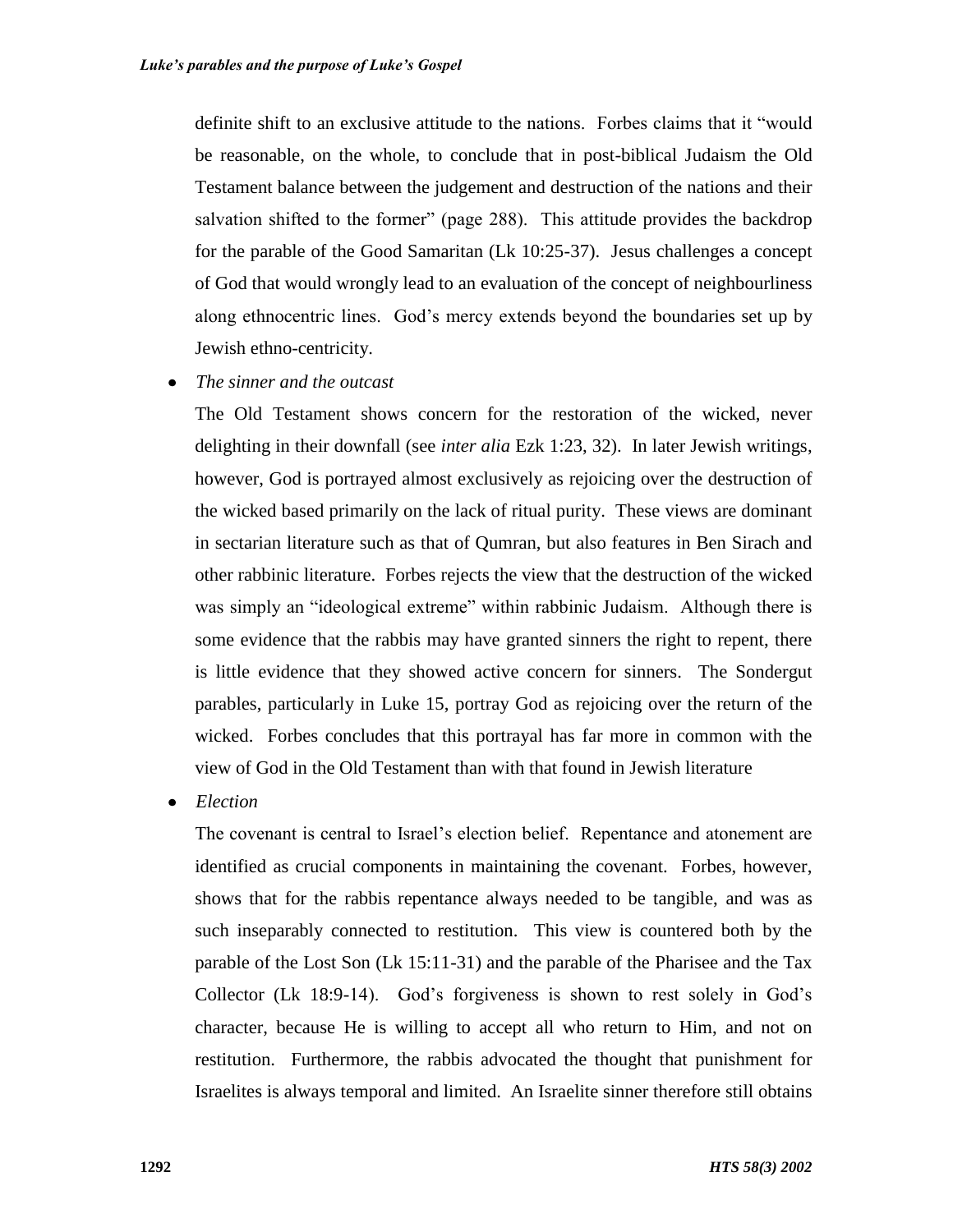definite shift to an exclusive attitude to the nations. Forbes claims that it "would be reasonable, on the whole, to conclude that in post-biblical Judaism the Old Testament balance between the judgement and destruction of the nations and their salvation shifted to the former" (page 288). This attitude provides the backdrop for the parable of the Good Samaritan (Lk 10:25-37). Jesus challenges a concept of God that would wrongly lead to an evaluation of the concept of neighbourliness along ethnocentric lines. God's mercy extends beyond the boundaries set up by Jewish ethno-centricity.

- *The sinner and the outcast*

  The Old Testament shows concern for the restoration of the wicked, never delighting in their downfall (see *inter alia* Ezk 1:23, 32). In later Jewish writings, however, God is portrayed almost exclusively as rejoicing over the destruction of the wicked based primarily on the lack of ritual purity. These views are dominant in sectarian literature such as that of Qumran, but also features in Ben Sirach and other rabbinic literature. Forbes rejects the view that the destruction of the wicked was simply an "ideological extreme" within rabbinic Judaism. Although there is some evidence that the rabbis may have granted sinners the right to repent, there is little evidence that they showed active concern for sinners. The Sondergut parables, particularly in Luke 15, portray God as rejoicing over the return of the wicked. Forbes concludes that this portrayal has far more in common with the view of God in the Old Testament than with that found in Jewish literature

- *Election*

  The covenant is central to Israel's election belief. Repentance and atonement are identified as crucial components in maintaining the covenant. Forbes, however, shows that for the rabbis repentance always needed to be tangible, and was as such inseparably connected to restitution. This view is countered both by the parable of the Lost Son (Lk 15:11-31) and the parable of the Pharisee and the Tax Collector (Lk 18:9-14). God's forgiveness is shown to rest solely in God's character, because He is willing to accept all who return to Him, and not on restitution. Furthermore, the rabbis advocated the thought that punishment for Israelites is always temporal and limited. An Israelite sinner therefore still obtains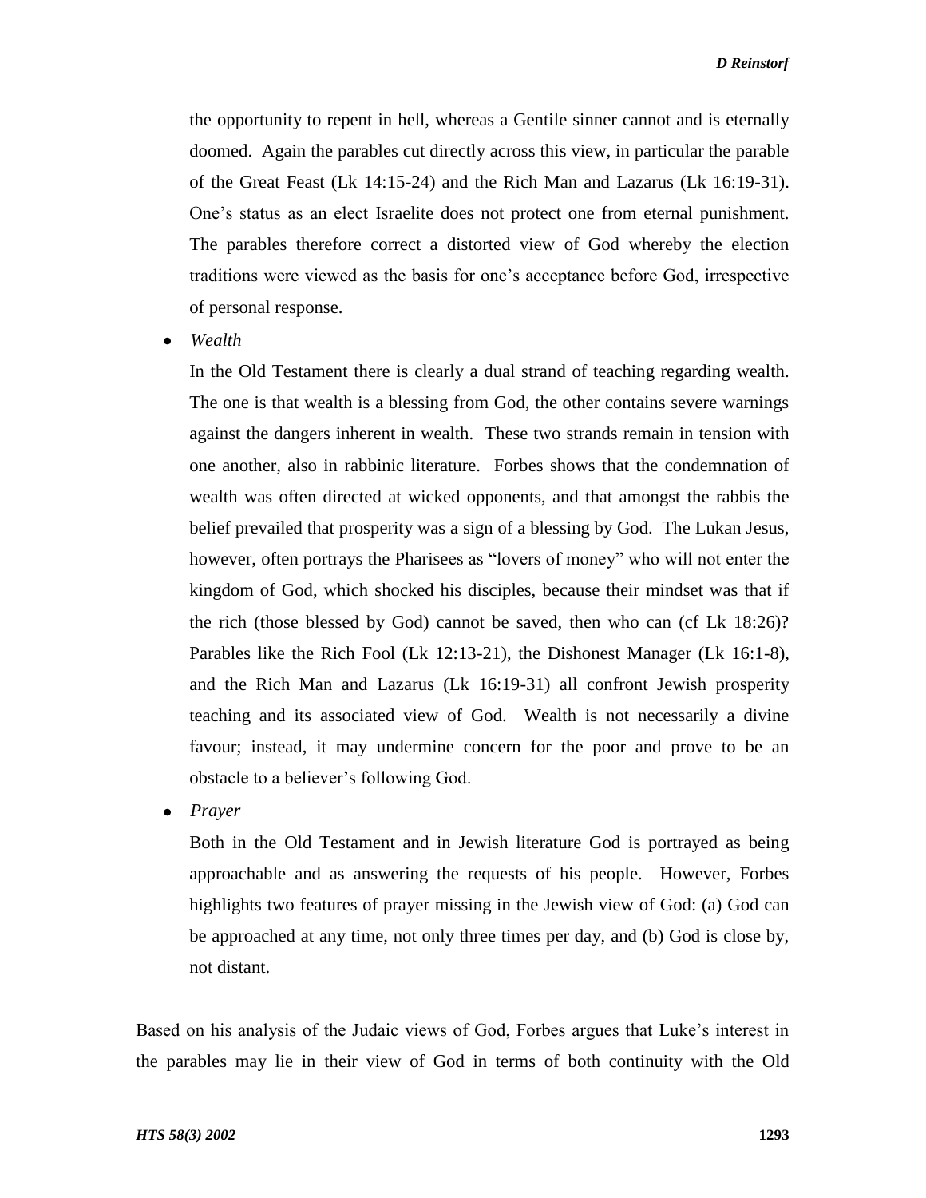the opportunity to repent in hell, whereas a Gentile sinner cannot and is eternally doomed. Again the parables cut directly across this view, in particular the parable of the Great Feast (Lk 14:15-24) and the Rich Man and Lazarus (Lk 16:19-31). One's status as an elect Israelite does not protect one from eternal punishment. The parables therefore correct a distorted view of God whereby the election traditions were viewed as the basis for one's acceptance before God, irrespective of personal response.

- *Wealth*

  In the Old Testament there is clearly a dual strand of teaching regarding wealth. The one is that wealth is a blessing from God, the other contains severe warnings against the dangers inherent in wealth. These two strands remain in tension with one another, also in rabbinic literature. Forbes shows that the condemnation of wealth was often directed at wicked opponents, and that amongst the rabbis the belief prevailed that prosperity was a sign of a blessing by God. The Lukan Jesus, however, often portrays the Pharisees as "lovers of money" who will not enter the kingdom of God, which shocked his disciples, because their mindset was that if the rich (those blessed by God) cannot be saved, then who can (cf Lk 18:26)? Parables like the Rich Fool (Lk 12:13-21), the Dishonest Manager (Lk 16:1-8), and the Rich Man and Lazarus (Lk 16:19-31) all confront Jewish prosperity teaching and its associated view of God. Wealth is not necessarily a divine favour; instead, it may undermine concern for the poor and prove to be an obstacle to a believer's following God.

- *Prayer*

  Both in the Old Testament and in Jewish literature God is portrayed as being approachable and as answering the requests of his people. However, Forbes highlights two features of prayer missing in the Jewish view of God: (a) God can be approached at any time, not only three times per day, and (b) God is close by, not distant.

Based on his analysis of the Judaic views of God, Forbes argues that Luke's interest in the parables may lie in their view of God in terms of both continuity with the Old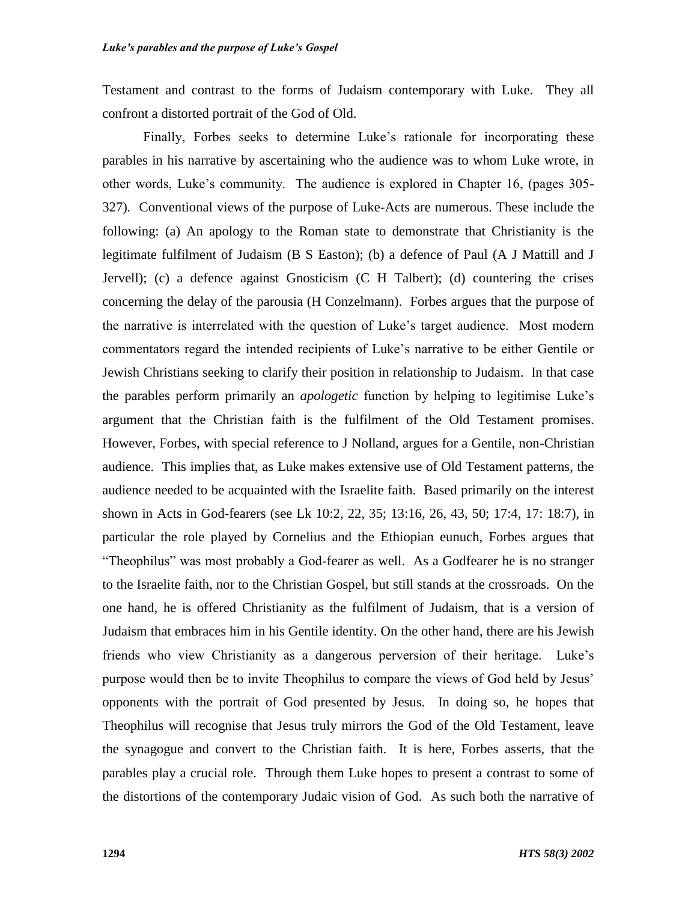Testament and contrast to the forms of Judaism contemporary with Luke. They all confront a distorted portrait of the God of Old.

Finally, Forbes seeks to determine Luke's rationale for incorporating these parables in his narrative by ascertaining who the audience was to whom Luke wrote, in other words, Luke's community. The audience is explored in Chapter 16, (pages 305-327). Conventional views of the purpose of Luke-Acts are numerous. These include the following: (a) An apology to the Roman state to demonstrate that Christianity is the legitimate fulfilment of Judaism (B S Easton); (b) a defence of Paul (A J Mattill and J Jervell); (c) a defence against Gnosticism (C H Talbert); (d) countering the crises concerning the delay of the parousia (H Conzelmann). Forbes argues that the purpose of the narrative is interrelated with the question of Luke's target audience. Most modern commentators regard the intended recipients of Luke's narrative to be either Gentile or Jewish Christians seeking to clarify their position in relationship to Judaism. In that case the parables perform primarily an *apologetic* function by helping to legitimise Luke's argument that the Christian faith is the fulfilment of the Old Testament promises. However, Forbes, with special reference to J Nolland, argues for a Gentile, non-Christian audience. This implies that, as Luke makes extensive use of Old Testament patterns, the audience needed to be acquainted with the Israelite faith. Based primarily on the interest shown in Acts in God-fearers (see Lk 10:2, 22, 35; 13:16, 26, 43, 50; 17:4, 17: 18:7), in particular the role played by Cornelius and the Ethiopian eunuch, Forbes argues that "Theophilus" was most probably a God-fearer as well. As a Godfearer he is no stranger to the Israelite faith, nor to the Christian Gospel, but still stands at the crossroads. On the one hand, he is offered Christianity as the fulfilment of Judaism, that is a version of Judaism that embraces him in his Gentile identity. On the other hand, there are his Jewish friends who view Christianity as a dangerous perversion of their heritage. Luke's purpose would then be to invite Theophilus to compare the views of God held by Jesus' opponents with the portrait of God presented by Jesus. In doing so, he hopes that Theophilus will recognise that Jesus truly mirrors the God of the Old Testament, leave the synagogue and convert to the Christian faith. It is here, Forbes asserts, that the parables play a crucial role. Through them Luke hopes to present a contrast to some of the distortions of the contemporary Judaic vision of God. As such both the narrative of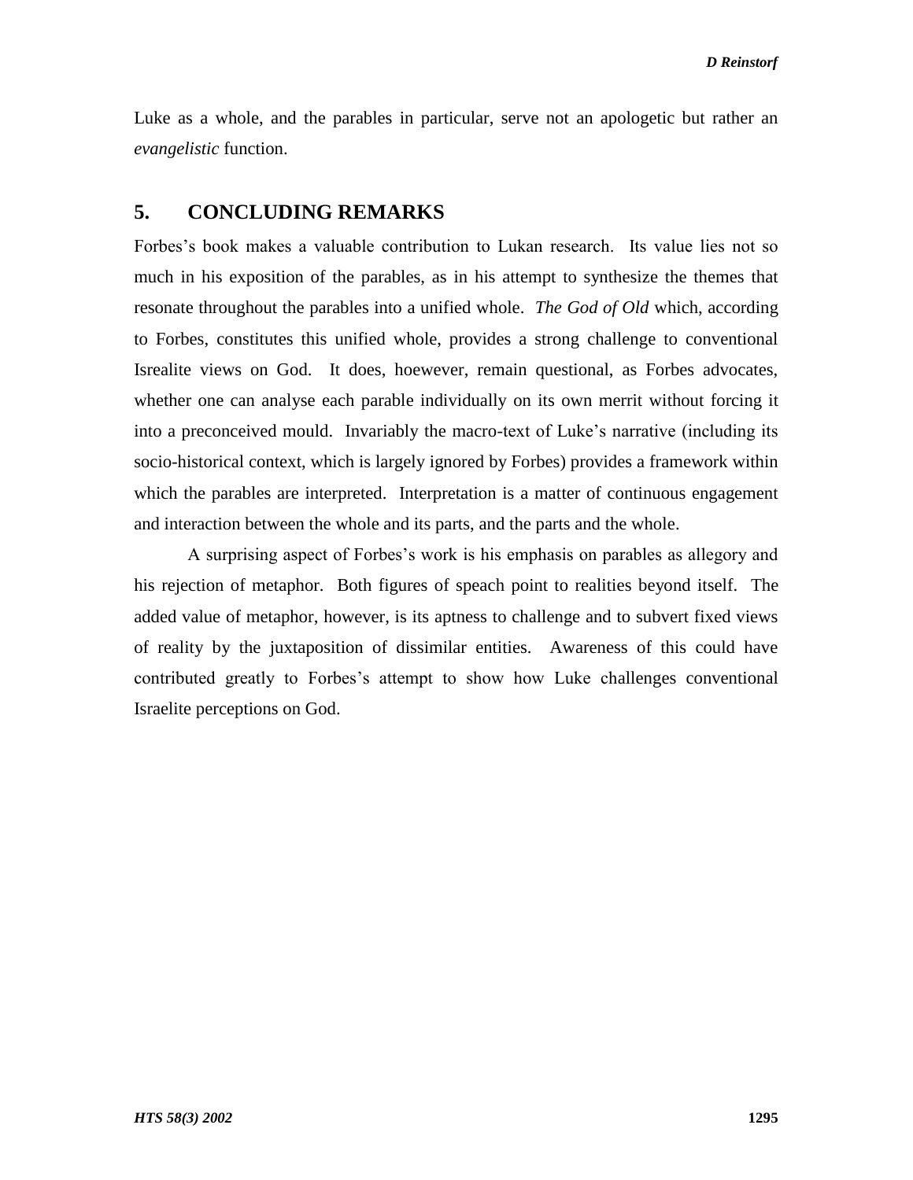Luke as a whole, and the parables in particular, serve not an apologetic but rather an *evangelistic* function.

## 5. CONCLUDING REMARKS

Forbes's book makes a valuable contribution to Lukan research. Its value lies not so much in his exposition of the parables, as in his attempt to synthesize the themes that resonate throughout the parables into a unified whole. *The God of Old* which, according to Forbes, constitutes this unified whole, provides a strong challenge to conventional Isrealite views on God. It does, hoewever, remain questional, as Forbes advocates, whether one can analyse each parable individually on its own merrit without forcing it into a preconceived mould. Invariably the macro-text of Luke's narrative (including its socio-historical context, which is largely ignored by Forbes) provides a framework within which the parables are interpreted. Interpretation is a matter of continuous engagement and interaction between the whole and its parts, and the parts and the whole.

A surprising aspect of Forbes's work is his emphasis on parables as allegory and his rejection of metaphor. Both figures of speach point to realities beyond itself. The added value of metaphor, however, is its aptness to challenge and to subvert fixed views of reality by the juxtaposition of dissimilar entities. Awareness of this could have contributed greatly to Forbes's attempt to show how Luke challenges conventional Israelite perceptions on God.